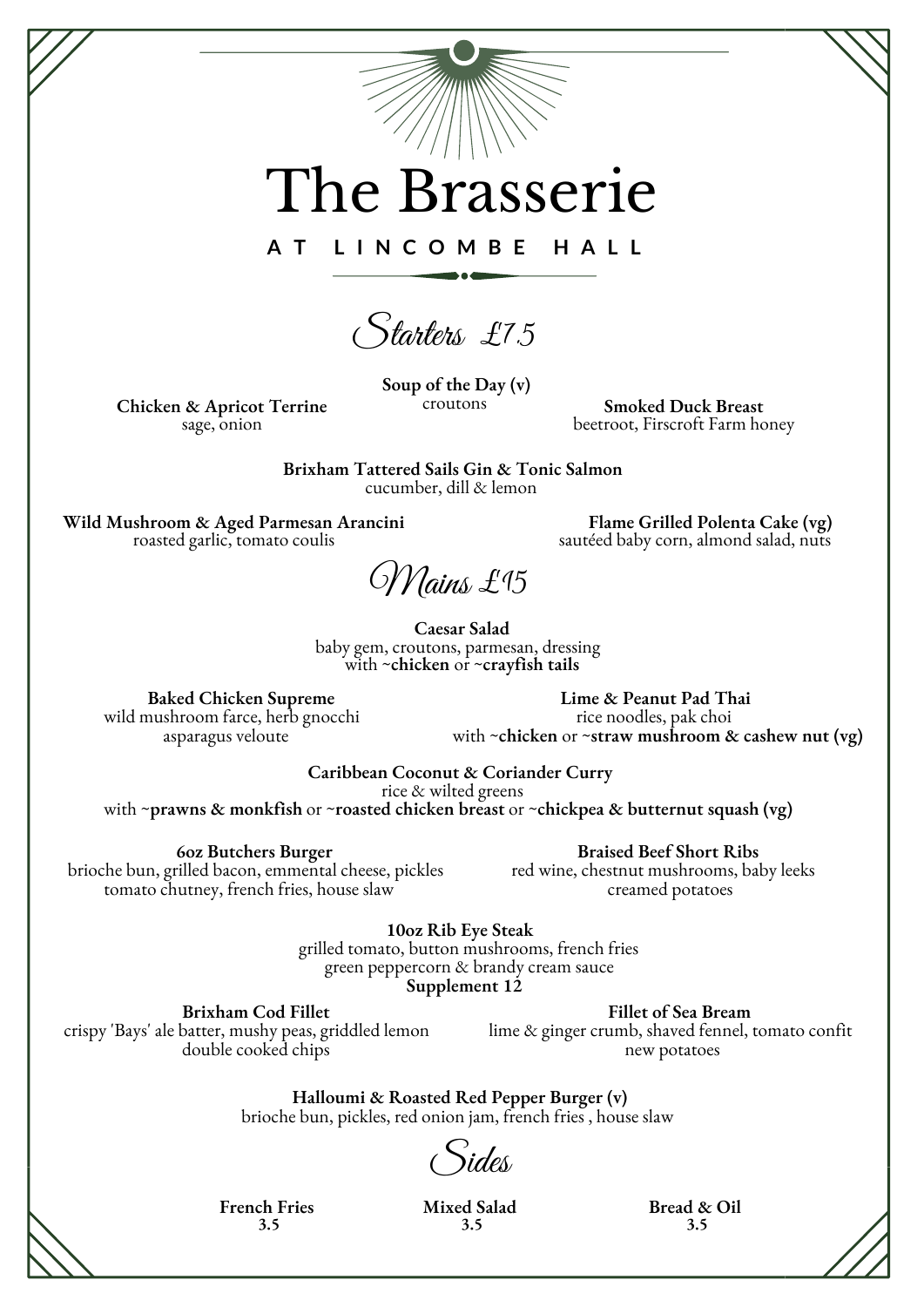# The Brasserie

**AT LINCOMBE HALL**

## Starters £7.5

**Chicken & Apricot Terrine**
sage, onion

**Soup of the Day (v)**
croutons

**Smoked Duck Breast**
beetroot, Firscroft Farm honey

**Brixham Tattered Sails Gin & Tonic Salmon**
cucumber, dill & lemon

**Wild Mushroom & Aged Parmesan Arancini**
roasted garlic, tomato coulis

**Flame Grilled Polenta Cake (vg)**
sautéed baby corn, almond salad, nuts

## Mains £15

**Caesar Salad**
baby gem, croutons, parmesan, dressing
with ~**chicken** or ~**crayfish tails**

**Baked Chicken Supreme**
wild mushroom farce, herb gnocchi
asparagus veloute

**Lime & Peanut Pad Thai**
rice noodles, pak choi
with ~**chicken** or ~**straw mushroom & cashew nut (vg)**

**Caribbean Coconut & Coriander Curry**
rice & wilted greens
with ~**prawns & monkfish** or ~**roasted chicken breast** or ~**chickpea & butternut squash (vg)**

**6oz Butchers Burger**
brioche bun, grilled bacon, emmental cheese, pickles
tomato chutney, french fries, house slaw

**Braised Beef Short Ribs**
red wine, chestnut mushrooms, baby leeks
creamed potatoes

**10oz Rib Eye Steak**
grilled tomato, button mushrooms, french fries
green peppercorn & brandy cream sauce
**Supplement 12**

**Brixham Cod Fillet**
crispy 'Bays' ale batter, mushy peas, griddled lemon
double cooked chips

**Fillet of Sea Bream**
lime & ginger crumb, shaved fennel, tomato confit
new potatoes

**Halloumi & Roasted Red Pepper Burger (v)**
brioche bun, pickles, red onion jam, french fries , house slaw

## Sides

**French Fries**
**3.5**

**Mixed Salad**
**3.5**

**Bread & Oil**
**3.5**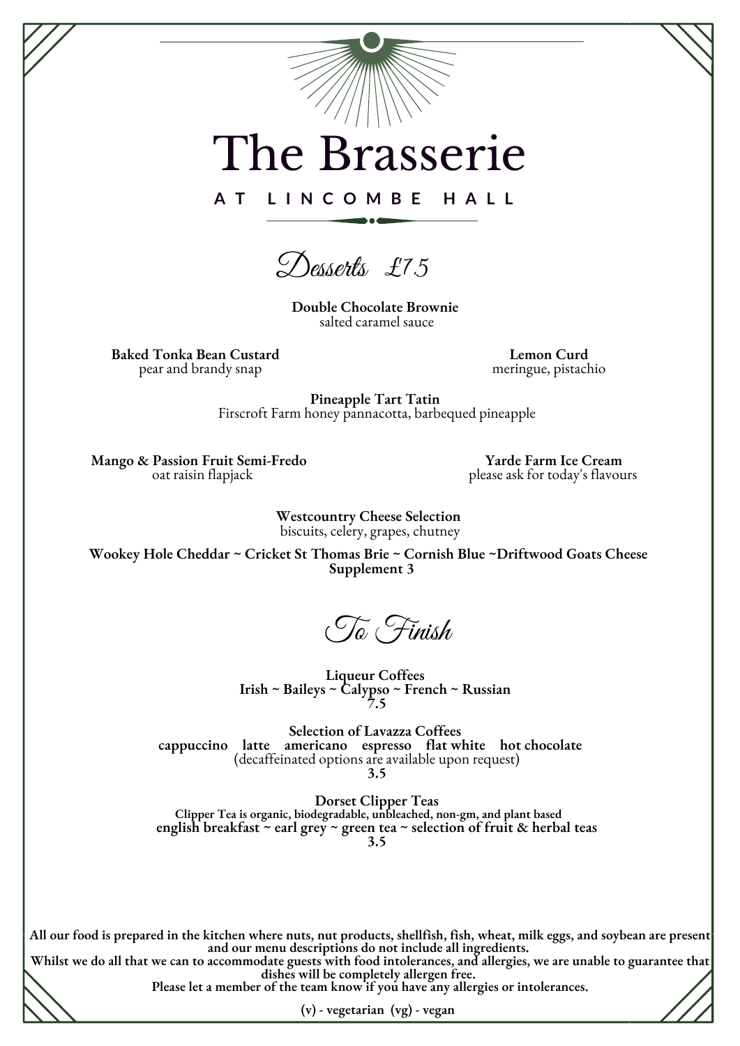# The Brasserie

**AT LINCOMBE HALL**

## Desserts £7.5

**Double Chocolate Brownie**
salted caramel sauce

**Baked Tonka Bean Custard**
pear and brandy snap

**Lemon Curd**
meringue, pistachio

**Pineapple Tart Tatin**
Firscroft Farm honey pannacotta, barbequed pineapple

**Mango & Passion Fruit Semi-Fredo**
oat raisin flapjack

**Yarde Farm Ice Cream**
please ask for today's flavours

**Westcountry Cheese Selection**
biscuits, celery, grapes, chutney

**Wookey Hole Cheddar ~ Cricket St Thomas Brie ~ Cornish Blue ~Driftwood Goats Cheese**
**Supplement 3**

## To Finish

**Liqueur Coffees**
**Irish ~ Baileys ~ Calypso ~ French ~ Russian**
**7.5**

**Selection of Lavazza Coffees**
**cappuccino latte americano espresso flat white hot chocolate**
(decaffeinated options are available upon request)
**3.5**

**Dorset Clipper Teas**
**Clipper Tea is organic, biodegradable, unbleached, non-gm, and plant based**
**english breakfast ~ earl grey ~ green tea ~ selection of fruit & herbal teas**
**3.5**

**All our food is prepared in the kitchen where nuts, nut products, shellfish, fish, wheat, milk eggs, and soybean are present and our menu descriptions do not include all ingredients.**
**Whilst we do all that we can to accommodate guests with food intolerances, and allergies, we are unable to guarantee that dishes will be completely allergen free.**
**Please let a member of the team know if you have any allergies or intolerances.**

**(v) - vegetarian (vg) - vegan**